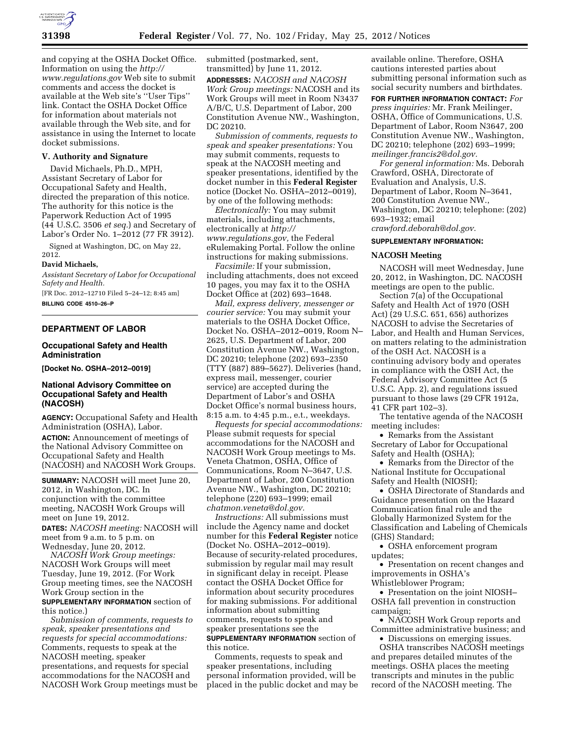and copying at the OSHA Docket Office. Information on using the *http://www.regulations.gov* Web site to submit comments and access the docket is available at the Web site's ''User Tips'' link. Contact the OSHA Docket Office for information about materials not available through the Web site, and for assistance in using the Internet to locate docket submissions.

### V. Authority and Signature

David Michaels, Ph.D., MPH, Assistant Secretary of Labor for Occupational Safety and Health, directed the preparation of this notice. The authority for this notice is the Paperwork Reduction Act of 1995 (44 U.S.C. 3506 *et seq.*) and Secretary of Labor's Order No. 1–2012 (77 FR 3912).

Signed at Washington, DC, on May 22, 2012.

**David Michaels,**

*Assistant Secretary of Labor for Occupational Safety and Health.*

[FR Doc. 2012–12710 Filed 5–24–12; 8:45 am]

**BILLING CODE 4510–26–P**

## DEPARTMENT OF LABOR

### Occupational Safety and Health Administration

**[Docket No. OSHA–2012–0019]**

### National Advisory Committee on Occupational Safety and Health (NACOSH)

**AGENCY:** Occupational Safety and Health Administration (OSHA), Labor.

**ACTION:** Announcement of meetings of the National Advisory Committee on Occupational Safety and Health (NACOSH) and NACOSH Work Groups.

**SUMMARY:** NACOSH will meet June 20, 2012, in Washington, DC. In conjunction with the committee meeting, NACOSH Work Groups will meet on June 19, 2012.

**DATES:** *NACOSH meeting:* NACOSH will meet from 9 a.m. to 5 p.m. on Wednesday, June 20, 2012.

*NACOSH Work Group meetings:* NACOSH Work Groups will meet Tuesday, June 19, 2012. (For Work Group meeting times, see the NACOSH Work Group section in the **SUPPLEMENTARY INFORMATION** section of this notice.)

*Submission of comments, requests to speak, speaker presentations and requests for special accommodations:* Comments, requests to speak at the NACOSH meeting, speaker presentations, and requests for special accommodations for the NACOSH and NACOSH Work Group meetings must be submitted (postmarked, sent, transmitted) by June 11, 2012.

**ADDRESSES:** *NACOSH and NACOSH Work Group meetings:* NACOSH and its Work Groups will meet in Room N3437 A/B/C, U.S. Department of Labor, 200 Constitution Avenue NW., Washington, DC 20210.

*Submission of comments, requests to speak and speaker presentations:* You may submit comments, requests to speak at the NACOSH meeting and speaker presentations, identified by the docket number in this **Federal Register** notice (Docket No. OSHA–2012–0019), by one of the following methods:

*Electronically:* You may submit materials, including attachments, electronically at *http://www.regulations.gov,* the Federal eRulemaking Portal. Follow the online instructions for making submissions.

*Facsimile:* If your submission, including attachments, does not exceed 10 pages, you may fax it to the OSHA Docket Office at (202) 693–1648.

*Mail, express delivery, messenger or courier service:* You may submit your materials to the OSHA Docket Office, Docket No. OSHA–2012–0019, Room N–2625, U.S. Department of Labor, 200 Constitution Avenue NW., Washington, DC 20210; telephone (202) 693–2350 (TTY (887) 889–5627). Deliveries (hand, express mail, messenger, courier service) are accepted during the Department of Labor's and OSHA Docket Office's normal business hours, 8:15 a.m. to 4:45 p.m., e.t., weekdays.

*Requests for special accommodations:* Please submit requests for special accommodations for the NACOSH and NACOSH Work Group meetings to Ms. Veneta Chatmon, OSHA, Office of Communications, Room N–3647, U.S. Department of Labor, 200 Constitution Avenue NW., Washington, DC 20210; telephone (220) 693–1999; email *chatmon.veneta@dol.gov.*

*Instructions:* All submissions must include the Agency name and docket number for this **Federal Register** notice (Docket No. OSHA–2012–0019). Because of security-related procedures, submission by regular mail may result in significant delay in receipt. Please contact the OSHA Docket Office for information about security procedures for making submissions. For additional information about submitting comments, requests to speak and speaker presentations see the **SUPPLEMENTARY INFORMATION** section of this notice.

Comments, requests to speak and speaker presentations, including personal information provided, will be placed in the public docket and may be available online. Therefore, OSHA cautions interested parties about submitting personal information such as social security numbers and birthdates.

**FOR FURTHER INFORMATION CONTACT:** *For press inquiries:* Mr. Frank Meilinger, OSHA, Office of Communications, U.S. Department of Labor, Room N3647, 200 Constitution Avenue NW., Washington, DC 20210; telephone (202) 693–1999; *meilinger.francis2@dol.gov.*

*For general information:* Ms. Deborah Crawford, OSHA, Directorate of Evaluation and Analysis, U.S. Department of Labor, Room N–3641, 200 Constitution Avenue NW., Washington, DC 20210; telephone: (202) 693–1932; email *crawford.deborah@dol.gov.*

**SUPPLEMENTARY INFORMATION:**

### NACOSH Meeting

NACOSH will meet Wednesday, June 20, 2012, in Washington, DC. NACOSH meetings are open to the public.

Section 7(a) of the Occupational Safety and Health Act of 1970 (OSH Act) (29 U.S.C. 651, 656) authorizes NACOSH to advise the Secretaries of Labor, and Health and Human Services, on matters relating to the administration of the OSH Act. NACOSH is a continuing advisory body and operates in compliance with the OSH Act, the Federal Advisory Committee Act (5 U.S.C. App. 2), and regulations issued pursuant to those laws (29 CFR 1912a, 41 CFR part 102–3).

The tentative agenda of the NACOSH meeting includes:

- Remarks from the Assistant Secretary of Labor for Occupational Safety and Health (OSHA);
- Remarks from the Director of the National Institute for Occupational Safety and Health (NIOSH);
- OSHA Directorate of Standards and Guidance presentation on the Hazard Communication final rule and the Globally Harmonized System for the Classification and Labeling of Chemicals (GHS) Standard;
- OSHA enforcement program updates;
- Presentation on recent changes and improvements in OSHA's Whistleblower Program;
- Presentation on the joint NIOSH–OSHA fall prevention in construction campaign;
- NACOSH Work Group reports and Committee administrative business; and
- Discussions on emerging issues.

OSHA transcribes NACOSH meetings and prepares detailed minutes of the meetings. OSHA places the meeting transcripts and minutes in the public record of the NACOSH meeting. The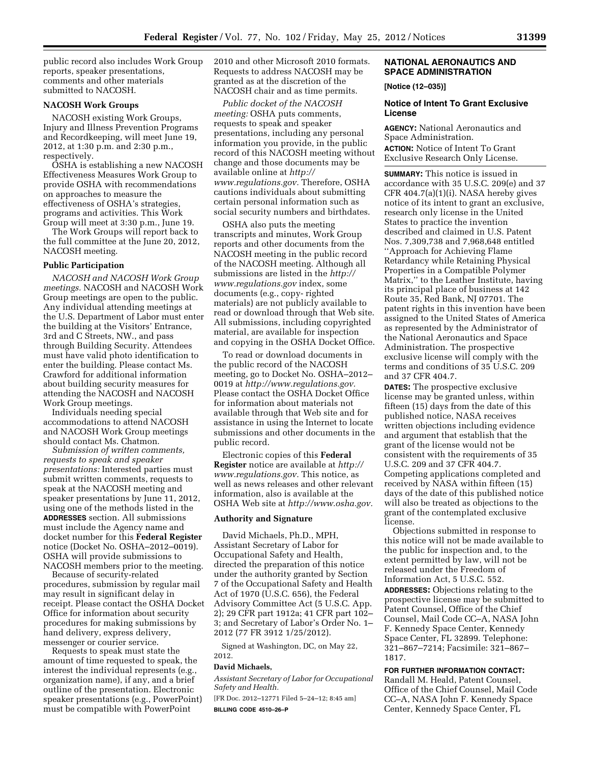public record also includes Work Group reports, speaker presentations, comments and other materials submitted to NACOSH.

### NACOSH Work Groups

NACOSH existing Work Groups, Injury and Illness Prevention Programs and Recordkeeping, will meet June 19, 2012, at 1:30 p.m. and 2:30 p.m., respectively.

OSHA is establishing a new NACOSH Effectiveness Measures Work Group to provide OSHA with recommendations on approaches to measure the effectiveness of OSHA's strategies, programs and activities. This Work Group will meet at 3:30 p.m., June 19.

The Work Groups will report back to the full committee at the June 20, 2012, NACOSH meeting.

### Public Participation

*NACOSH and NACOSH Work Group meetings.* NACOSH and NACOSH Work Group meetings are open to the public. Any individual attending meetings at the U.S. Department of Labor must enter the building at the Visitors' Entrance, 3rd and C Streets, NW., and pass through Building Security. Attendees must have valid photo identification to enter the building. Please contact Ms. Crawford for additional information about building security measures for attending the NACOSH and NACOSH Work Group meetings.

Individuals needing special accommodations to attend NACOSH and NACOSH Work Group meetings should contact Ms. Chatmon.

*Submission of written comments, requests to speak and speaker presentations:* Interested parties must submit written comments, requests to speak at the NACOSH meeting and speaker presentations by June 11, 2012, using one of the methods listed in the **ADDRESSES** section. All submissions must include the Agency name and docket number for this **Federal Register** notice (Docket No. OSHA–2012–0019). OSHA will provide submissions to NACOSH members prior to the meeting.

Because of security-related procedures, submission by regular mail may result in significant delay in receipt. Please contact the OSHA Docket Office for information about security procedures for making submissions by hand delivery, express delivery, messenger or courier service.

Requests to speak must state the amount of time requested to speak, the interest the individual represents (e.g., organization name), if any, and a brief outline of the presentation. Electronic speaker presentations (e.g., PowerPoint) must be compatible with PowerPoint 2010 and other Microsoft 2010 formats. Requests to address NACOSH may be granted as at the discretion of the NACOSH chair and as time permits.

*Public docket of the NACOSH meeting:* OSHA puts comments, requests to speak and speaker presentations, including any personal information you provide, in the public record of this NACOSH meeting without change and those documents may be available online at *http://www.regulations.gov.* Therefore, OSHA cautions individuals about submitting certain personal information such as social security numbers and birthdates.

OSHA also puts the meeting transcripts and minutes, Work Group reports and other documents from the NACOSH meeting in the public record of the NACOSH meeting. Although all submissions are listed in the *http://www.regulations.gov* index, some documents (e.g., copy- righted materials) are not publicly available to read or download through that Web site. All submissions, including copyrighted material, are available for inspection and copying in the OSHA Docket Office.

To read or download documents in the public record of the NACOSH meeting, go to Docket No. OSHA–2012–0019 at *http://www.regulations.gov.* Please contact the OSHA Docket Office for information about materials not available through that Web site and for assistance in using the Internet to locate submissions and other documents in the public record.

Electronic copies of this **Federal Register** notice are available at *http://www.regulations.gov.* This notice, as well as news releases and other relevant information, also is available at the OSHA Web site at *http://www.osha.gov.*

### Authority and Signature

David Michaels, Ph.D., MPH, Assistant Secretary of Labor for Occupational Safety and Health, directed the preparation of this notice under the authority granted by Section 7 of the Occupational Safety and Health Act of 1970 (U.S.C. 656), the Federal Advisory Committee Act (5 U.S.C. App. 2); 29 CFR part 1912a; 41 CFR part 102–3; and Secretary of Labor's Order No. 1–2012 (77 FR 3912 1/25/2012).

Signed at Washington, DC, on May 22, 2012.

**David Michaels,**

*Assistant Secretary of Labor for Occupational Safety and Health.*

[FR Doc. 2012–12771 Filed 5–24–12; 8:45 am]

**BILLING CODE 4510–26–P**

## NATIONAL AERONAUTICS AND SPACE ADMINISTRATION

**[Notice (12–035)]**

### Notice of Intent To Grant Exclusive License

**AGENCY:** National Aeronautics and Space Administration.

**ACTION:** Notice of Intent To Grant Exclusive Research Only License.

**SUMMARY:** This notice is issued in accordance with 35 U.S.C. 209(e) and 37 CFR 404.7(a)(1)(i). NASA hereby gives notice of its intent to grant an exclusive, research only license in the United States to practice the invention described and claimed in U.S. Patent Nos. 7,309,738 and 7,968,648 entitled ''Approach for Achieving Flame Retardancy while Retaining Physical Properties in a Compatible Polymer Matrix,'' to the Leather Institute, having its principal place of business at 142 Route 35, Red Bank, NJ 07701. The patent rights in this invention have been assigned to the United States of America as represented by the Administrator of the National Aeronautics and Space Administration. The prospective exclusive license will comply with the terms and conditions of 35 U.S.C. 209 and 37 CFR 404.7.

**DATES:** The prospective exclusive license may be granted unless, within fifteen (15) days from the date of this published notice, NASA receives written objections including evidence and argument that establish that the grant of the license would not be consistent with the requirements of 35 U.S.C. 209 and 37 CFR 404.7. Competing applications completed and received by NASA within fifteen (15) days of the date of this published notice will also be treated as objections to the grant of the contemplated exclusive license.

Objections submitted in response to this notice will not be made available to the public for inspection and, to the extent permitted by law, will not be released under the Freedom of Information Act, 5 U.S.C. 552.

**ADDRESSES:** Objections relating to the prospective license may be submitted to Patent Counsel, Office of the Chief Counsel, Mail Code CC–A, NASA John F. Kennedy Space Center, Kennedy Space Center, FL 32899. Telephone: 321–867–7214; Facsimile: 321–867–1817.

**FOR FURTHER INFORMATION CONTACT:** Randall M. Heald, Patent Counsel, Office of the Chief Counsel, Mail Code CC–A, NASA John F. Kennedy Space Center, Kennedy Space Center, FL